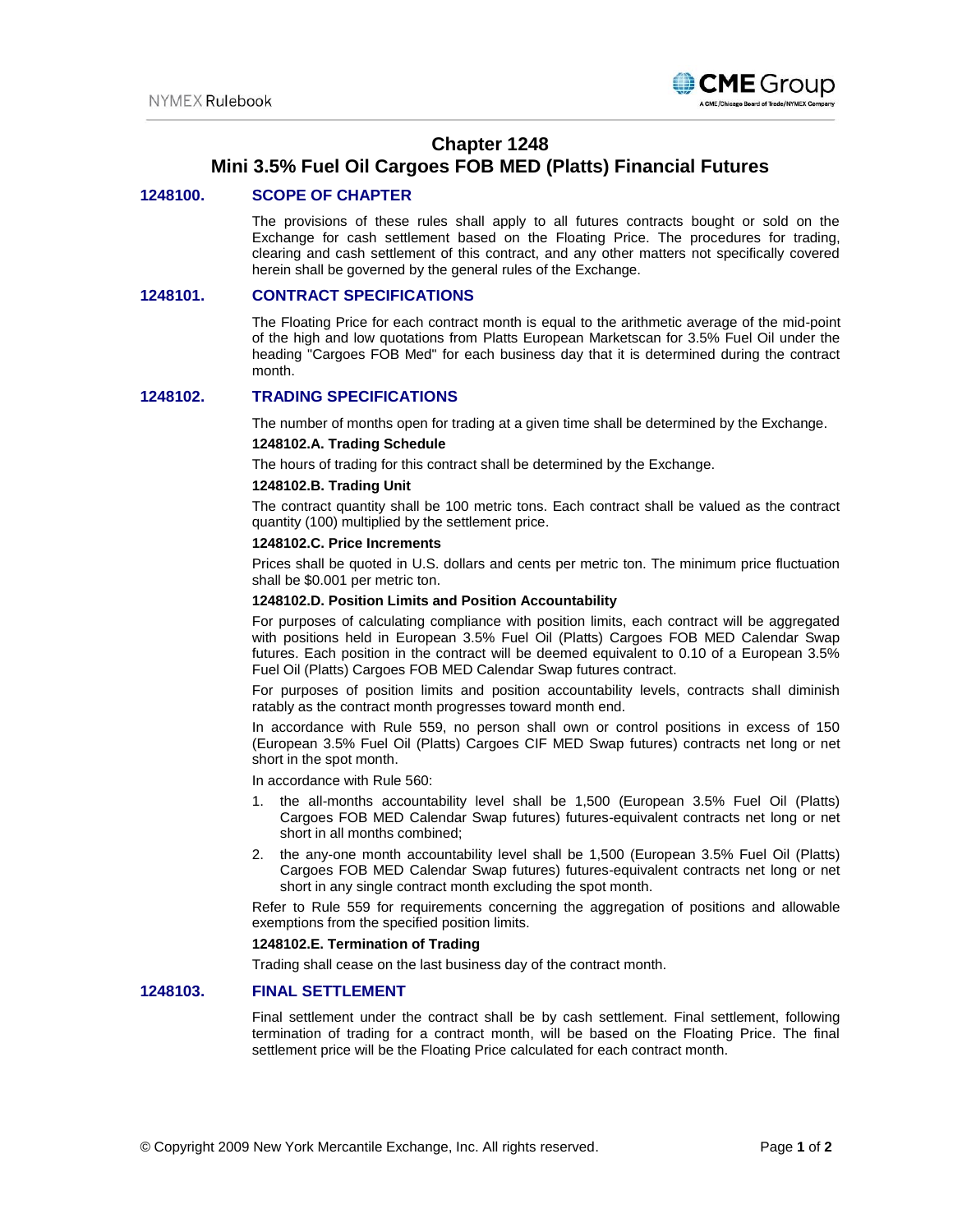# Chapter 1248
# Mini 3.5% Fuel Oil Cargoes FOB MED (Platts) Financial Futures

## 1248100. SCOPE OF CHAPTER

The provisions of these rules shall apply to all futures contracts bought or sold on the Exchange for cash settlement based on the Floating Price. The procedures for trading, clearing and cash settlement of this contract, and any other matters not specifically covered herein shall be governed by the general rules of the Exchange.

## 1248101. CONTRACT SPECIFICATIONS

The Floating Price for each contract month is equal to the arithmetic average of the mid-point of the high and low quotations from Platts European Marketscan for 3.5% Fuel Oil under the heading "Cargoes FOB Med" for each business day that it is determined during the contract month.

## 1248102. TRADING SPECIFICATIONS

The number of months open for trading at a given time shall be determined by the Exchange.

### 1248102.A. Trading Schedule

The hours of trading for this contract shall be determined by the Exchange.

### 1248102.B. Trading Unit

The contract quantity shall be 100 metric tons. Each contract shall be valued as the contract quantity (100) multiplied by the settlement price.

### 1248102.C. Price Increments

Prices shall be quoted in U.S. dollars and cents per metric ton. The minimum price fluctuation shall be $0.001 per metric ton.

### 1248102.D. Position Limits and Position Accountability

For purposes of calculating compliance with position limits, each contract will be aggregated with positions held in European 3.5% Fuel Oil (Platts) Cargoes FOB MED Calendar Swap futures. Each position in the contract will be deemed equivalent to 0.10 of a European 3.5% Fuel Oil (Platts) Cargoes FOB MED Calendar Swap futures contract.

For purposes of position limits and position accountability levels, contracts shall diminish ratably as the contract month progresses toward month end.

In accordance with Rule 559, no person shall own or control positions in excess of 150 (European 3.5% Fuel Oil (Platts) Cargoes CIF MED Swap futures) contracts net long or net short in the spot month.

In accordance with Rule 560:

1. the all-months accountability level shall be 1,500 (European 3.5% Fuel Oil (Platts) Cargoes FOB MED Calendar Swap futures) futures-equivalent contracts net long or net short in all months combined;
2. the any-one month accountability level shall be 1,500 (European 3.5% Fuel Oil (Platts) Cargoes FOB MED Calendar Swap futures) futures-equivalent contracts net long or net short in any single contract month excluding the spot month.

Refer to Rule 559 for requirements concerning the aggregation of positions and allowable exemptions from the specified position limits.

### 1248102.E. Termination of Trading

Trading shall cease on the last business day of the contract month.

## 1248103. FINAL SETTLEMENT

Final settlement under the contract shall be by cash settlement. Final settlement, following termination of trading for a contract month, will be based on the Floating Price. The final settlement price will be the Floating Price calculated for each contract month.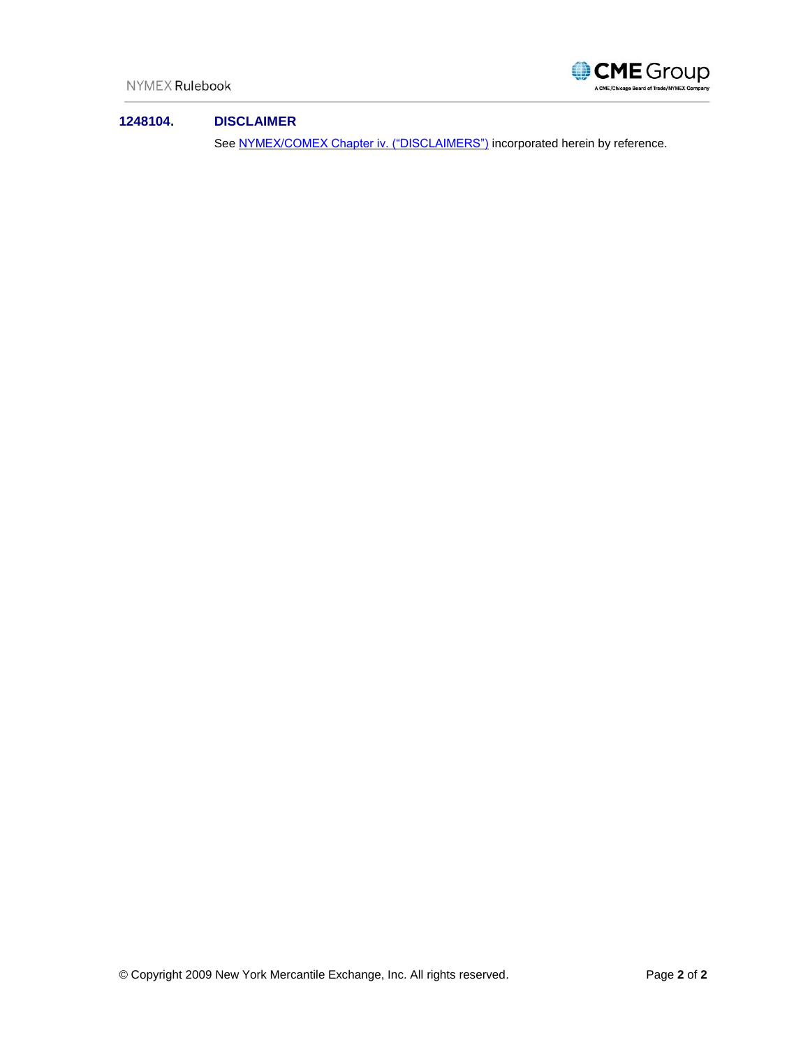## 1248104. DISCLAIMER

See [NYMEX/COMEX Chapter iv. ("DISCLAIMERS")] incorporated herein by reference.